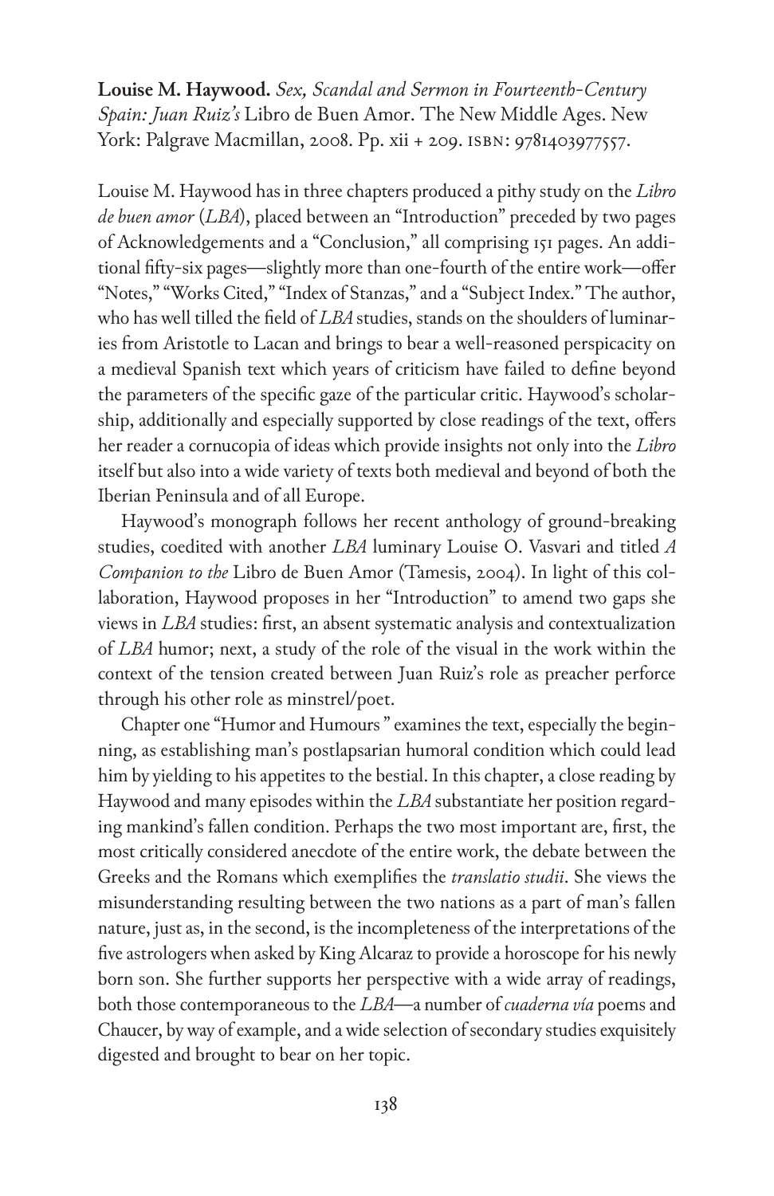**Louise M. Haywood.** *Sex, Scandal and Sermon in Fourteenth-Century Spain: Juan Ruiz's* Libro de Buen Amor. The New Middle Ages. New York: Palgrave Macmillan, 2008. Pp. xii + 209. ISBN: 9781403977557.

Louise M. Haywood has in three chapters produced a pithy study on the *Libro de buen amor* (*LBA*), placed between an "Introduction" preceded by two pages of Acknowledgements and a "Conclusion," all comprising 151 pages. An additional fifty-six pages—slightly more than one-fourth of the entire work—offer "Notes," "Works Cited," "Index of Stanzas," and a "Subject Index." The author, who has well tilled the field of *LBA* studies, stands on the shoulders of luminaries from Aristotle to Lacan and brings to bear a well-reasoned perspicacity on a medieval Spanish text which years of criticism have failed to define beyond the parameters of the specific gaze of the particular critic. Haywood's scholarship, additionally and especially supported by close readings of the text, offers her reader a cornucopia of ideas which provide insights not only into the *Libro* itself but also into a wide variety of texts both medieval and beyond of both the Iberian Peninsula and of all Europe.

Haywood's monograph follows her recent anthology of ground-breaking studies, coedited with another *LBA* luminary Louise O. Vasvari and titled *A Companion to the* Libro de Buen Amor (Tamesis, 2004). In light of this collaboration, Haywood proposes in her "Introduction" to amend two gaps she views in *LBA* studies: first, an absent systematic analysis and contextualization of *LBA* humor; next, a study of the role of the visual in the work within the context of the tension created between Juan Ruiz's role as preacher perforce through his other role as minstrel/poet.

Chapter one "Humor and Humours" examines the text, especially the beginning, as establishing man's postlapsarian humoral condition which could lead him by yielding to his appetites to the bestial. In this chapter, a close reading by Haywood and many episodes within the *LBA* substantiate her position regarding mankind's fallen condition. Perhaps the two most important are, first, the most critically considered anecdote of the entire work, the debate between the Greeks and the Romans which exemplifies the *translatio studii*. She views the misunderstanding resulting between the two nations as a part of man's fallen nature, just as, in the second, is the incompleteness of the interpretations of the five astrologers when asked by King Alcaraz to provide a horoscope for his newly born son. She further supports her perspective with a wide array of readings, both those contemporaneous to the *LBA*—a number of *cuaderna vía* poems and Chaucer, by way of example, and a wide selection of secondary studies exquisitely digested and brought to bear on her topic.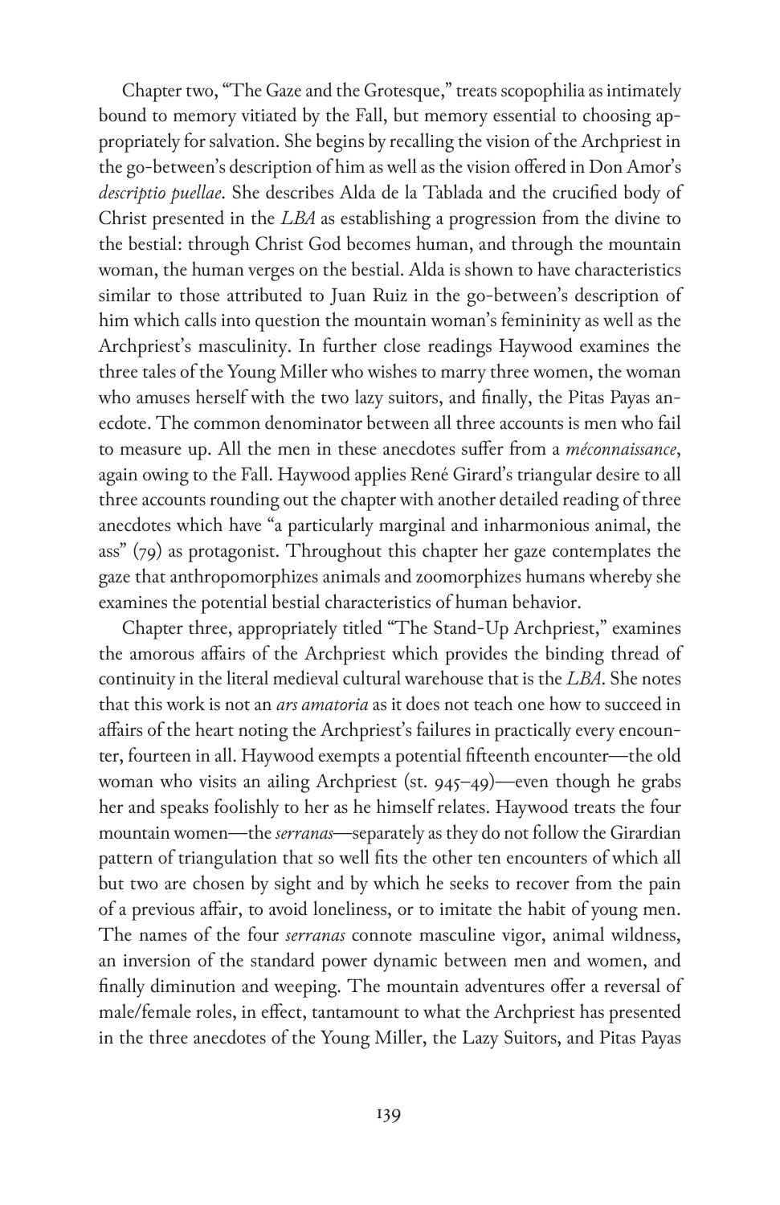Chapter two, "The Gaze and the Grotesque," treats scopophilia as intimately bound to memory vitiated by the Fall, but memory essential to choosing appropriately for salvation. She begins by recalling the vision of the Archpriest in the go-between's description of him as well as the vision offered in Don Amor's *descriptio puellae*. She describes Alda de la Tablada and the crucified body of Christ presented in the *LBA* as establishing a progression from the divine to the bestial: through Christ God becomes human, and through the mountain woman, the human verges on the bestial. Alda is shown to have characteristics similar to those attributed to Juan Ruiz in the go-between's description of him which calls into question the mountain woman's femininity as well as the Archpriest's masculinity. In further close readings Haywood examines the three tales of the Young Miller who wishes to marry three women, the woman who amuses herself with the two lazy suitors, and finally, the Pitas Payas anecdote. The common denominator between all three accounts is men who fail to measure up. All the men in these anecdotes suffer from a *méconnaissance*, again owing to the Fall. Haywood applies René Girard's triangular desire to all three accounts rounding out the chapter with another detailed reading of three anecdotes which have "a particularly marginal and inharmonious animal, the ass" (79) as protagonist. Throughout this chapter her gaze contemplates the gaze that anthropomorphizes animals and zoomorphizes humans whereby she examines the potential bestial characteristics of human behavior.

Chapter three, appropriately titled "The Stand-Up Archpriest," examines the amorous affairs of the Archpriest which provides the binding thread of continuity in the literal medieval cultural warehouse that is the *LBA*. She notes that this work is not an *ars amatoria* as it does not teach one how to succeed in affairs of the heart noting the Archpriest's failures in practically every encounter, fourteen in all. Haywood exempts a potential fifteenth encounter—the old woman who visits an ailing Archpriest (st. 945–49)—even though he grabs her and speaks foolishly to her as he himself relates. Haywood treats the four mountain women—the *serranas*—separately as they do not follow the Girardian pattern of triangulation that so well fits the other ten encounters of which all but two are chosen by sight and by which he seeks to recover from the pain of a previous affair, to avoid loneliness, or to imitate the habit of young men. The names of the four *serranas* connote masculine vigor, animal wildness, an inversion of the standard power dynamic between men and women, and finally diminution and weeping. The mountain adventures offer a reversal of male/female roles, in effect, tantamount to what the Archpriest has presented in the three anecdotes of the Young Miller, the Lazy Suitors, and Pitas Payas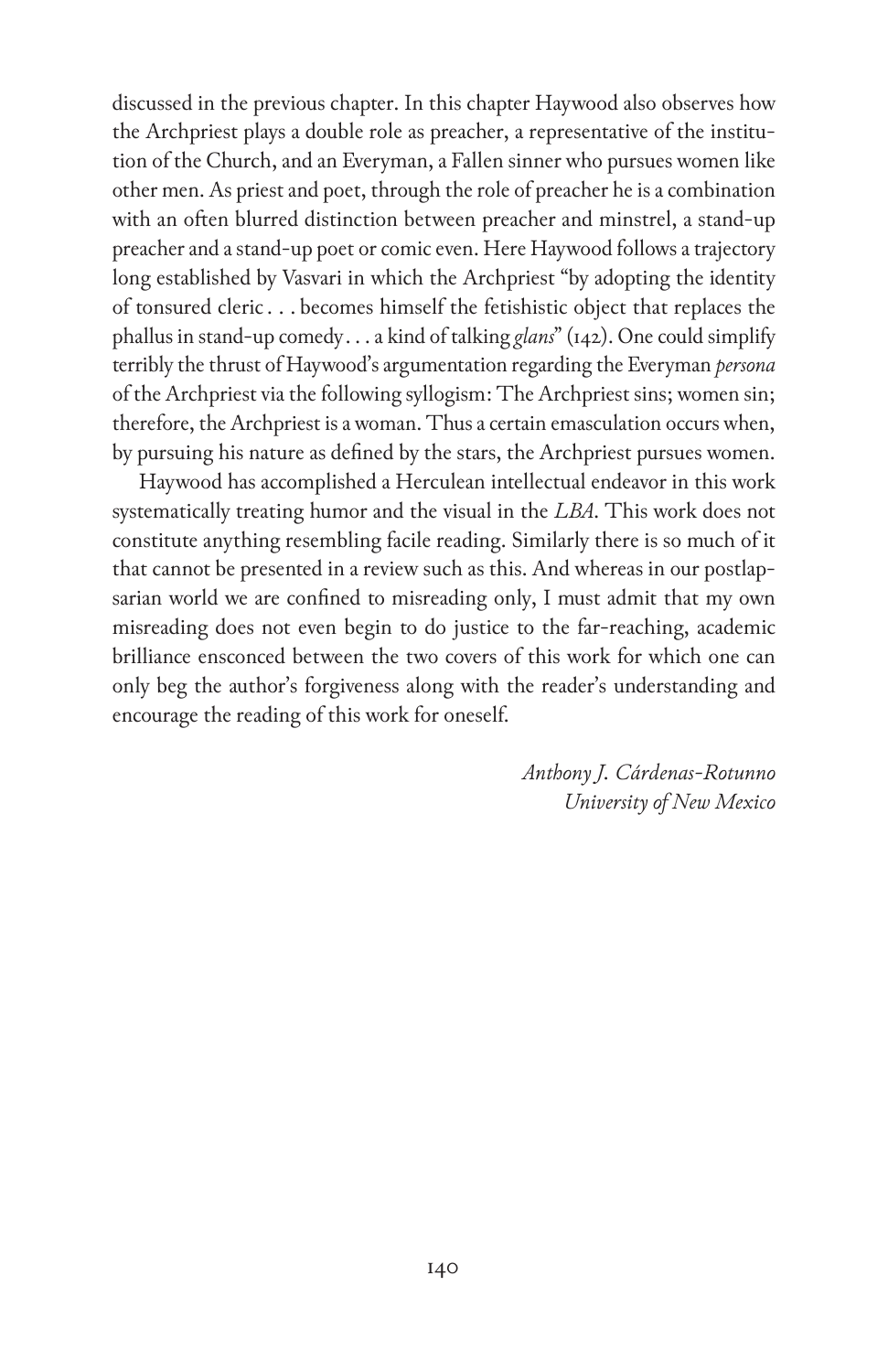discussed in the previous chapter. In this chapter Haywood also observes how the Archpriest plays a double role as preacher, a representative of the institution of the Church, and an Everyman, a Fallen sinner who pursues women like other men. As priest and poet, through the role of preacher he is a combination with an often blurred distinction between preacher and minstrel, a stand-up preacher and a stand-up poet or comic even. Here Haywood follows a trajectory long established by Vasvari in which the Archpriest "by adopting the identity of tonsured cleric . . . becomes himself the fetishistic object that replaces the phallus in stand-up comedy . . . a kind of talking *glans*" (142). One could simplify terribly the thrust of Haywood's argumentation regarding the Everyman *persona* of the Archpriest via the following syllogism: The Archpriest sins; women sin; therefore, the Archpriest is a woman. Thus a certain emasculation occurs when, by pursuing his nature as defined by the stars, the Archpriest pursues women.

Haywood has accomplished a Herculean intellectual endeavor in this work systematically treating humor and the visual in the *LBA*. This work does not constitute anything resembling facile reading. Similarly there is so much of it that cannot be presented in a review such as this. And whereas in our postlapsarian world we are confined to misreading only, I must admit that my own misreading does not even begin to do justice to the far-reaching, academic brilliance ensconced between the two covers of this work for which one can only beg the author's forgiveness along with the reader's understanding and encourage the reading of this work for oneself.

*Anthony J. Cárdenas-Rotunno*
*University of New Mexico*